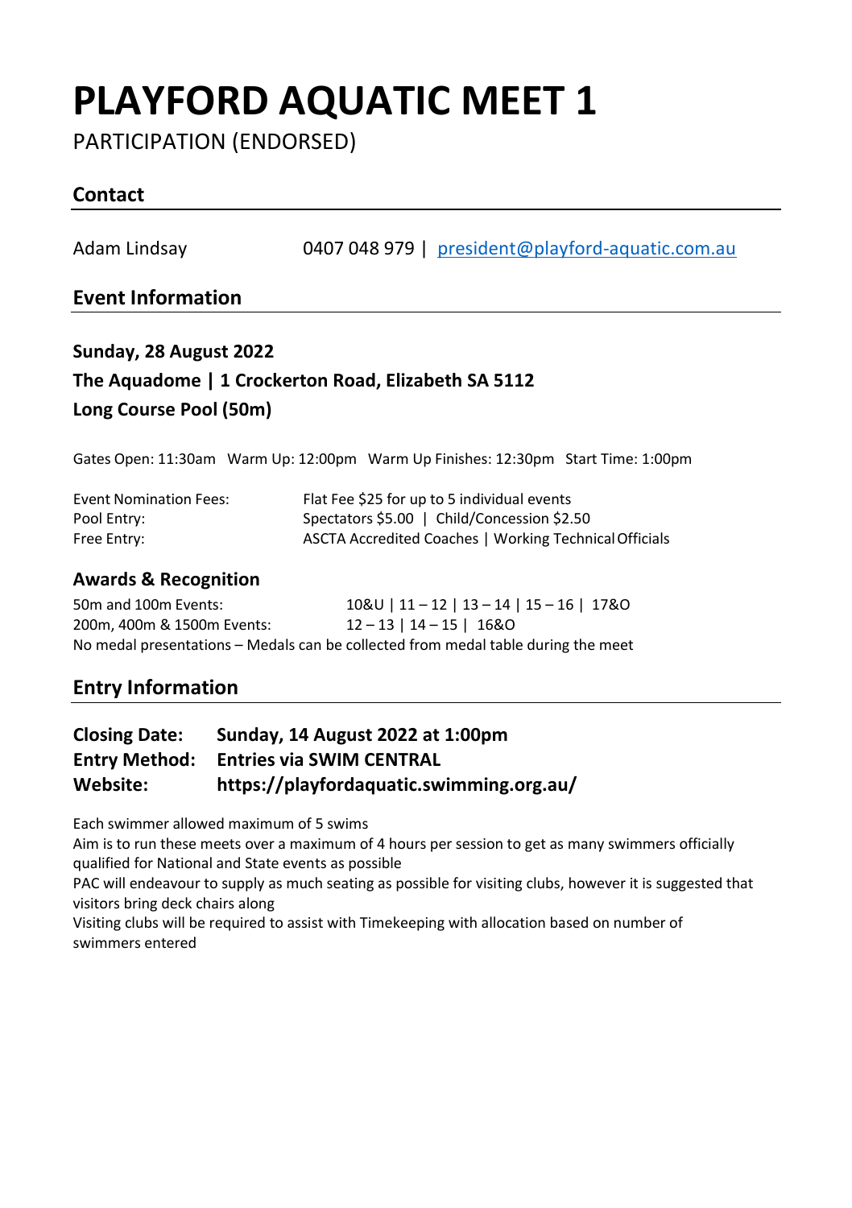# PLAYFORD AQUATIC MEET 1

PARTICIPATION (ENDORSED)

## Contact

Adam Lindsay 0407 048 979 | president@playford-aquatic.com.au

## Event Information

### Sunday, 28 August 2022
### The Aquadome | 1 Crockerton Road, Elizabeth SA 5112
### Long Course Pool (50m)

Gates Open: 11:30am Warm Up: 12:00pm Warm Up Finishes: 12:30pm Start Time: 1:00pm

| | |
|---|---|
| Event Nomination Fees: | Flat Fee $25 for up to 5 individual events |
| Pool Entry: | Spectators $5.00 \| Child/Concession $2.50 |
| Free Entry: | ASCTA Accredited Coaches \| Working Technical Officials |

### Awards & Recognition

| | |
|---|---|
| 50m and 100m Events: | 10&U \| 11 – 12 \| 13 – 14 \| 15 – 16 \| 17&O |
| 200m, 400m & 1500m Events: | 12 – 13 \| 14 – 15 \| 16&O |

No medal presentations – Medals can be collected from medal table during the meet

## Entry Information

**Closing Date:** **Sunday, 14 August 2022 at 1:00pm**
**Entry Method:** **Entries via SWIM CENTRAL**
**Website:** **https://playfordaquatic.swimming.org.au/**

Each swimmer allowed maximum of 5 swims

Aim is to run these meets over a maximum of 4 hours per session to get as many swimmers officially qualified for National and State events as possible

PAC will endeavour to supply as much seating as possible for visiting clubs, however it is suggested that visitors bring deck chairs along

Visiting clubs will be required to assist with Timekeeping with allocation based on number of swimmers entered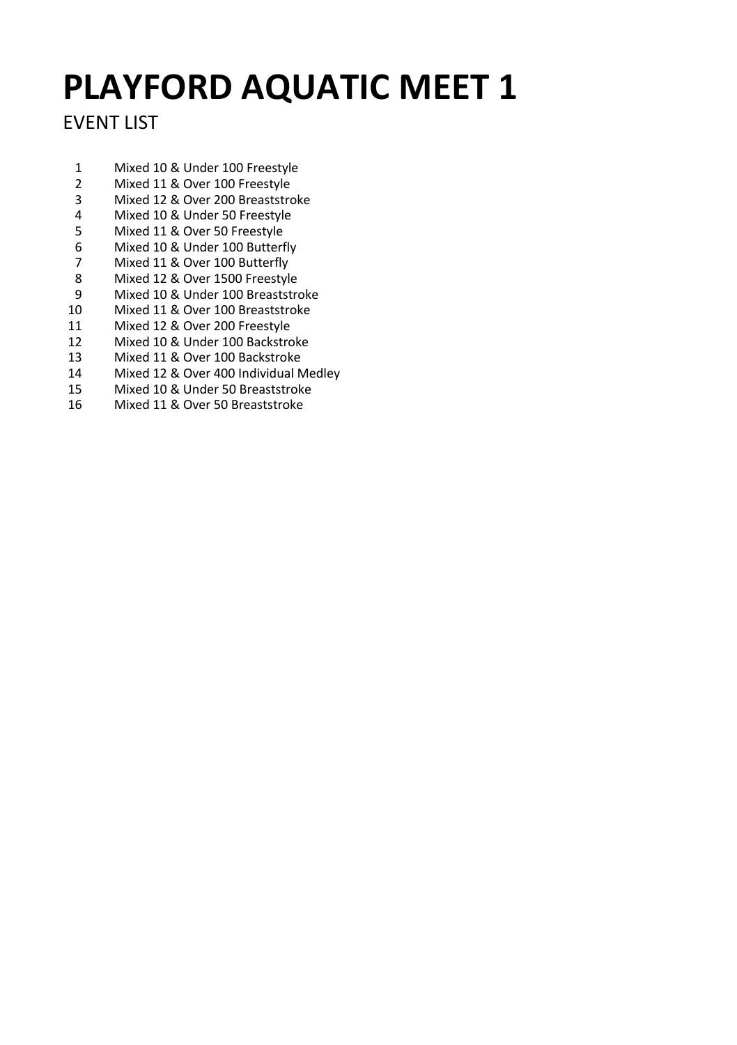# PLAYFORD AQUATIC MEET 1

EVENT LIST

| | |
|---|---|
| 1 | Mixed 10 & Under 100 Freestyle |
| 2 | Mixed 11 & Over 100 Freestyle |
| 3 | Mixed 12 & Over 200 Breaststroke |
| 4 | Mixed 10 & Under 50 Freestyle |
| 5 | Mixed 11 & Over 50 Freestyle |
| 6 | Mixed 10 & Under 100 Butterfly |
| 7 | Mixed 11 & Over 100 Butterfly |
| 8 | Mixed 12 & Over 1500 Freestyle |
| 9 | Mixed 10 & Under 100 Breaststroke |
| 10 | Mixed 11 & Over 100 Breaststroke |
| 11 | Mixed 12 & Over 200 Freestyle |
| 12 | Mixed 10 & Under 100 Backstroke |
| 13 | Mixed 11 & Over 100 Backstroke |
| 14 | Mixed 12 & Over 400 Individual Medley |
| 15 | Mixed 10 & Under 50 Breaststroke |
| 16 | Mixed 11 & Over 50 Breaststroke |